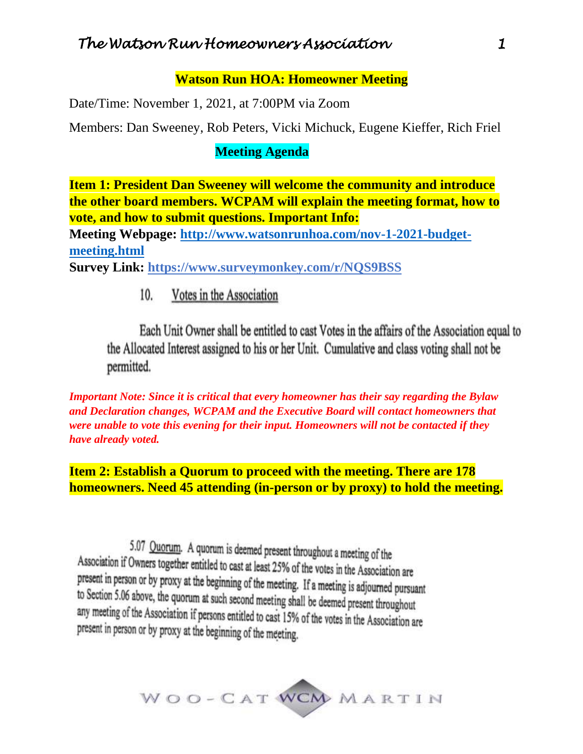**Watson Run HOA: Homeowner Meeting**

Date/Time: November 1, 2021, at 7:00PM via Zoom

Members: Dan Sweeney, Rob Peters, Vicki Michuck, Eugene Kieffer, Rich Friel

**Meeting Agenda**

**Item 1: President Dan Sweeney will welcome the community and introduce the other board members. WCPAM will explain the meeting format, how to vote, and how to submit questions. Important Info:**

**Meeting Webpage: [http://www.watsonrunhoa.com/nov-1-2021-budget-meeting.html](http://www.watsonrunhoa.com/nov-1-2021-budget-meeting.html)**

**Survey Link: [https://www.surveymonkey.com/r/NQS9BSS](https://www.surveymonkey.com/r/NQS9BSS)**

10. Votes in the Association

Each Unit Owner shall be entitled to cast Votes in the affairs of the Association equal to the Allocated Interest assigned to his or her Unit. Cumulative and class voting shall not be permitted.

***Important Note: Since it is critical that every homeowner has their say regarding the Bylaw and Declaration changes, WCPAM and the Executive Board will contact homeowners that were unable to vote this evening for their input. Homeowners will not be contacted if they have already voted.***

**Item 2: Establish a Quorum to proceed with the meeting. There are 178 homeowners. Need 45 attending (in-person or by proxy) to hold the meeting.**

5.07 Quorum. A quorum is deemed present throughout a meeting of the Association if Owners together entitled to cast at least 25% of the votes in the Association are present in person or by proxy at the beginning of the meeting. If a meeting is adjourned pursuant to Section 5.06 above, the quorum at such second meeting shall be deemed present throughout any meeting of the Association if persons entitled to cast 15% of the votes in the Association are present in person or by proxy at the beginning of the meeting.

WOO-CAT WCM MARTIN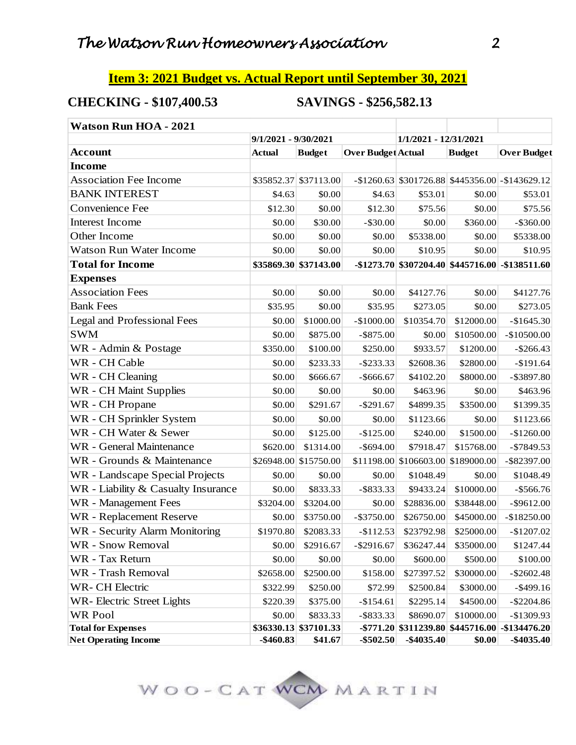## Item 3: 2021 Budget vs. Actual Report until September 30, 2021

**CHECKING - $107,400.53** **SAVINGS - $256,582.13**

| Watson Run HOA - 2021 | | | | | | |
|---|---|---|---|---|---|---|
| | 9/1/2021 - 9/30/2021 | | | 1/1/2021 - 12/31/2021 | | |
| **Account** | **Actual** | **Budget** | **Over Budget** | **Actual** | **Budget** | **Over Budget** |
| **Income** | | | | | | |
| Association Fee Income | $35852.37 | $37113.00 | -$1260.63 | $301726.88 | $445356.00 | -$143629.12 |
| BANK INTEREST | $4.63 | $0.00 | $4.63 | $53.01 | $0.00 | $53.01 |
| Convenience Fee | $12.30 | $0.00 | $12.30 | $75.56 | $0.00 | $75.56 |
| Interest Income | $0.00 | $30.00 | -$30.00 | $0.00 | $360.00 | -$360.00 |
| Other Income | $0.00 | $0.00 | $0.00 | $5338.00 | $0.00 | $5338.00 |
| Watson Run Water Income | $0.00 | $0.00 | $0.00 | $10.95 | $0.00 | $10.95 |
| **Total for Income** | **$35869.30** | **$37143.00** | **-$1273.70** | **$307204.40** | **$445716.00** | **-$138511.60** |
| **Expenses** | | | | | | |
| Association Fees | $0.00 | $0.00 | $0.00 | $4127.76 | $0.00 | $4127.76 |
| Bank Fees | $35.95 | $0.00 | $35.95 | $273.05 | $0.00 | $273.05 |
| Legal and Professional Fees | $0.00 | $1000.00 | -$1000.00 | $10354.70 | $12000.00 | -$1645.30 |
| SWM | $0.00 | $875.00 | -$875.00 | $0.00 | $10500.00 | -$10500.00 |
| WR - Admin & Postage | $350.00 | $100.00 | $250.00 | $933.57 | $1200.00 | -$266.43 |
| WR - CH Cable | $0.00 | $233.33 | -$233.33 | $2608.36 | $2800.00 | -$191.64 |
| WR - CH Cleaning | $0.00 | $666.67 | -$666.67 | $4102.20 | $8000.00 | -$3897.80 |
| WR - CH Maint Supplies | $0.00 | $0.00 | $0.00 | $463.96 | $0.00 | $463.96 |
| WR - CH Propane | $0.00 | $291.67 | -$291.67 | $4899.35 | $3500.00 | $1399.35 |
| WR - CH Sprinkler System | $0.00 | $0.00 | $0.00 | $1123.66 | $0.00 | $1123.66 |
| WR - CH Water & Sewer | $0.00 | $125.00 | -$125.00 | $240.00 | $1500.00 | -$1260.00 |
| WR - General Maintenance | $620.00 | $1314.00 | -$694.00 | $7918.47 | $15768.00 | -$7849.53 |
| WR - Grounds & Maintenance | $26948.00 | $15750.00 | $11198.00 | $106603.00 | $189000.00 | -$82397.00 |
| WR - Landscape Special Projects | $0.00 | $0.00 | $0.00 | $1048.49 | $0.00 | $1048.49 |
| WR - Liability & Casualty Insurance | $0.00 | $833.33 | -$833.33 | $9433.24 | $10000.00 | -$566.76 |
| WR - Management Fees | $3204.00 | $3204.00 | $0.00 | $28836.00 | $38448.00 | -$9612.00 |
| WR - Replacement Reserve | $0.00 | $3750.00 | -$3750.00 | $26750.00 | $45000.00 | -$18250.00 |
| WR - Security Alarm Monitoring | $1970.80 | $2083.33 | -$112.53 | $23792.98 | $25000.00 | -$1207.02 |
| WR - Snow Removal | $0.00 | $2916.67 | -$2916.67 | $36247.44 | $35000.00 | $1247.44 |
| WR - Tax Return | $0.00 | $0.00 | $0.00 | $600.00 | $500.00 | $100.00 |
| WR - Trash Removal | $2658.00 | $2500.00 | $158.00 | $27397.52 | $30000.00 | -$2602.48 |
| WR- CH Electric | $322.99 | $250.00 | $72.99 | $2500.84 | $3000.00 | -$499.16 |
| WR- Electric Street Lights | $220.39 | $375.00 | -$154.61 | $2295.14 | $4500.00 | -$2204.86 |
| WR Pool | $0.00 | $833.33 | -$833.33 | $8690.07 | $10000.00 | -$1309.93 |
| **Total for Expenses** | **$36330.13** | **$37101.33** | **-$771.20** | **$311239.80** | **$445716.00** | **-$134476.20** |
| **Net Operating Income** | **-$460.83** | **$41.67** | **-$502.50** | **-$4035.40** | **$0.00** | **-$4035.40** |

WOO-CAT WCM MARTIN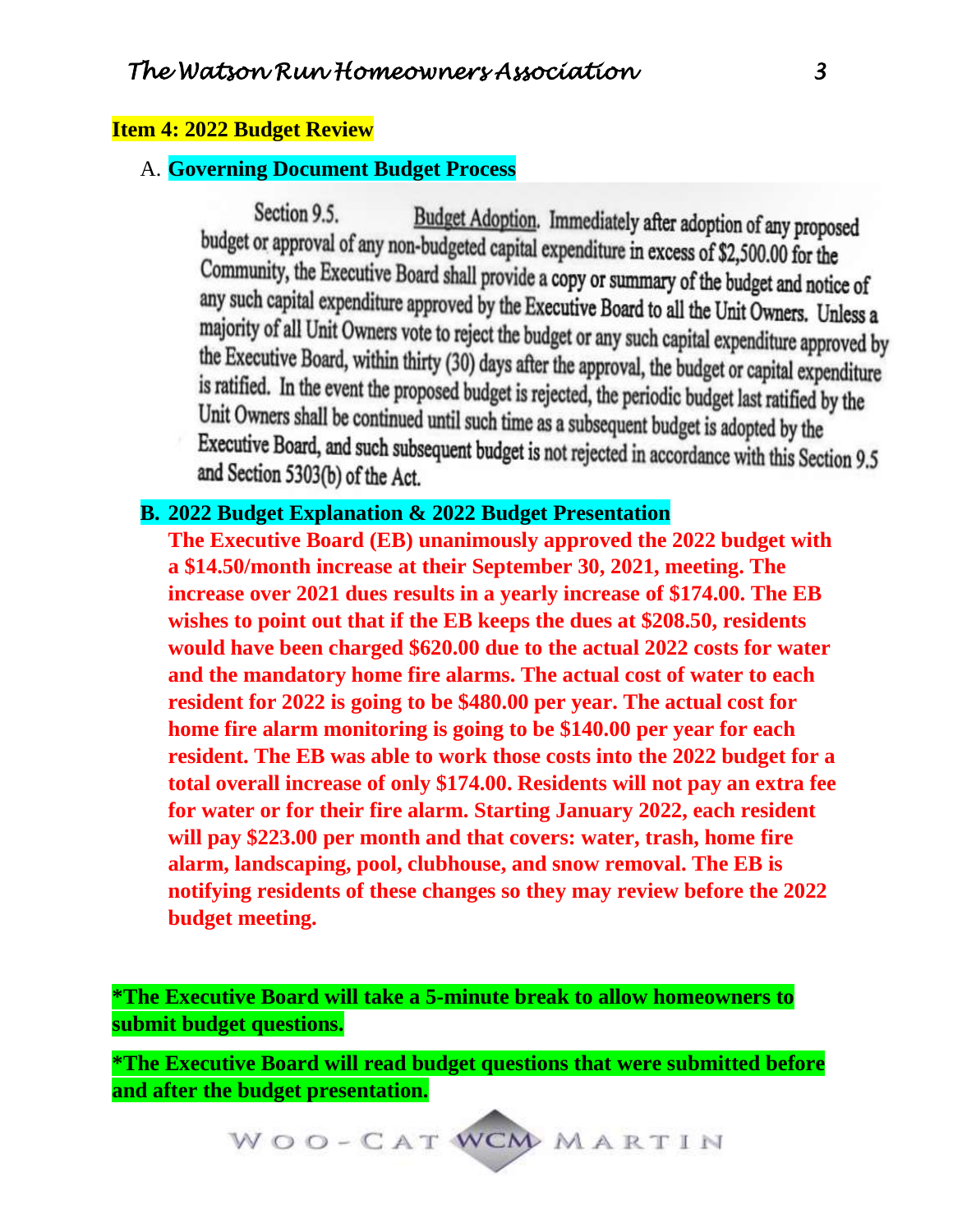**Item 4: 2022 Budget Review**

A. **Governing Document Budget Process**

Section 9.5. Budget Adoption. Immediately after adoption of any proposed budget or approval of any non-budgeted capital expenditure in excess of $2,500.00 for the Community, the Executive Board shall provide a copy or summary of the budget and notice of any such capital expenditure approved by the Executive Board to all the Unit Owners. Unless a majority of all Unit Owners vote to reject the budget or any such capital expenditure approved by the Executive Board, within thirty (30) days after the approval, the budget or capital expenditure is ratified. In the event the proposed budget is rejected, the periodic budget last ratified by the Unit Owners shall be continued until such time as a subsequent budget is adopted by the Executive Board, and such subsequent budget is not rejected in accordance with this Section 9.5 and Section 5303(b) of the Act.

**B. 2022 Budget Explanation & 2022 Budget Presentation**

**The Executive Board (EB) unanimously approved the 2022 budget with a $14.50/month increase at their September 30, 2021, meeting. The increase over 2021 dues results in a yearly increase of $174.00. The EB wishes to point out that if the EB keeps the dues at $208.50, residents would have been charged $620.00 due to the actual 2022 costs for water and the mandatory home fire alarms. The actual cost of water to each resident for 2022 is going to be $480.00 per year. The actual cost for home fire alarm monitoring is going to be $140.00 per year for each resident. The EB was able to work those costs into the 2022 budget for a total overall increase of only $174.00. Residents will not pay an extra fee for water or for their fire alarm. Starting January 2022, each resident will pay $223.00 per month and that covers: water, trash, home fire alarm, landscaping, pool, clubhouse, and snow removal. The EB is notifying residents of these changes so they may review before the 2022 budget meeting.**

**\*The Executive Board will take a 5-minute break to allow homeowners to submit budget questions.**

**\*The Executive Board will read budget questions that were submitted before and after the budget presentation.**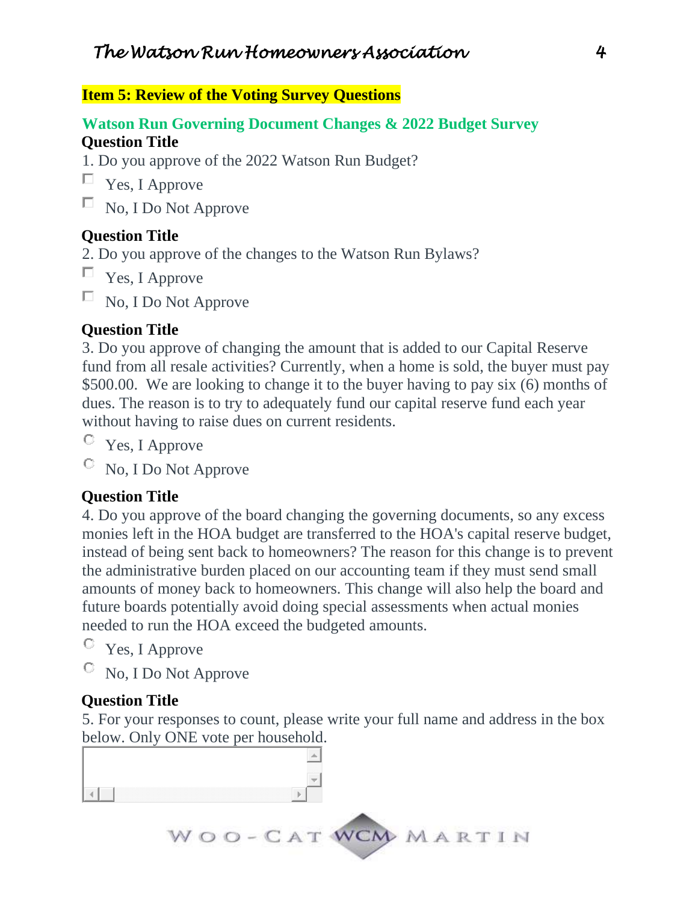**Item 5: Review of the Voting Survey Questions**

## Watson Run Governing Document Changes & 2022 Budget Survey

**Question Title**

1. Do you approve of the 2022 Watson Run Budget?

- ☐ Yes, I Approve
- ☐ No, I Do Not Approve

**Question Title**

2. Do you approve of the changes to the Watson Run Bylaws?

- ☐ Yes, I Approve
- ☐ No, I Do Not Approve

**Question Title**

3. Do you approve of changing the amount that is added to our Capital Reserve fund from all resale activities? Currently, when a home is sold, the buyer must pay $500.00. We are looking to change it to the buyer having to pay six (6) months of dues. The reason is to try to adequately fund our capital reserve fund each year without having to raise dues on current residents.

- ○ Yes, I Approve
- ○ No, I Do Not Approve

**Question Title**

4. Do you approve of the board changing the governing documents, so any excess monies left in the HOA budget are transferred to the HOA's capital reserve budget, instead of being sent back to homeowners? The reason for this change is to prevent the administrative burden placed on our accounting team if they must send small amounts of money back to homeowners. This change will also help the board and future boards potentially avoid doing special assessments when actual monies needed to run the HOA exceed the budgeted amounts.

- ○ Yes, I Approve
- ○ No, I Do Not Approve

**Question Title**

5. For your responses to count, please write your full name and address in the box below. Only ONE vote per household.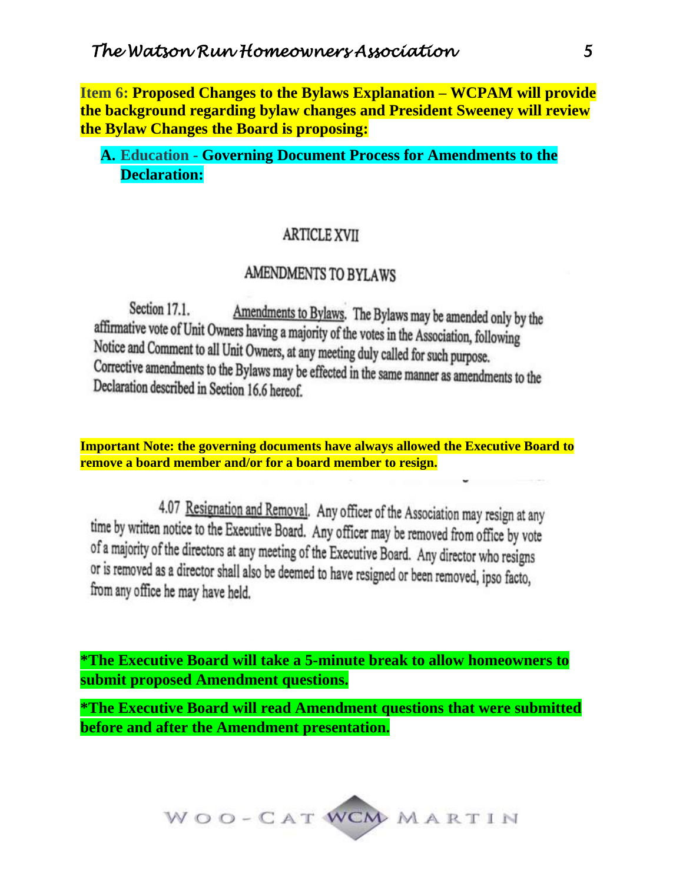**Item 6: Proposed Changes to the Bylaws Explanation – WCPAM will provide the background regarding bylaw changes and President Sweeney will review the Bylaw Changes the Board is proposing:**

**A. Education - Governing Document Process for Amendments to the Declaration:**

## ARTICLE XVII

## AMENDMENTS TO BYLAWS

Section 17.1. Amendments to Bylaws. The Bylaws may be amended only by the affirmative vote of Unit Owners having a majority of the votes in the Association, following Notice and Comment to all Unit Owners, at any meeting duly called for such purpose. Corrective amendments to the Bylaws may be effected in the same manner as amendments to the Declaration described in Section 16.6 hereof.

**Important Note: the governing documents have always allowed the Executive Board to remove a board member and/or for a board member to resign.**

4.07 Resignation and Removal. Any officer of the Association may resign at any time by written notice to the Executive Board. Any officer may be removed from office by vote of a majority of the directors at any meeting of the Executive Board. Any director who resigns or is removed as a director shall also be deemed to have resigned or been removed, ipso facto, from any office he may have held.

**\*The Executive Board will take a 5-minute break to allow homeowners to submit proposed Amendment questions.**

**\*The Executive Board will read Amendment questions that were submitted before and after the Amendment presentation.**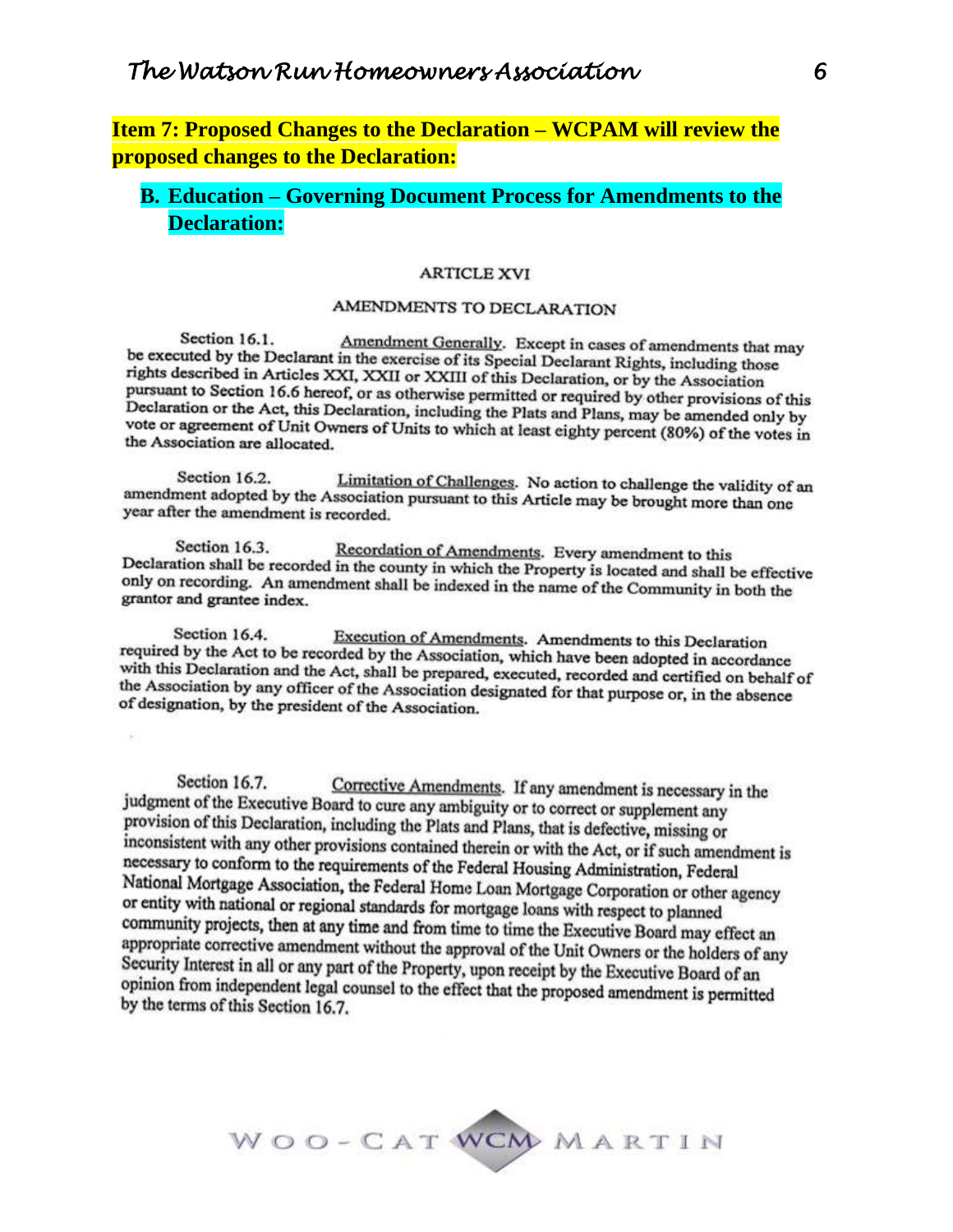**Item 7: Proposed Changes to the Declaration – WCPAM will review the proposed changes to the Declaration:**

**B. Education – Governing Document Process for Amendments to the Declaration:**

ARTICLE XVI

AMENDMENTS TO DECLARATION

Section 16.1. Amendment Generally. Except in cases of amendments that may be executed by the Declarant in the exercise of its Special Declarant Rights, including those rights described in Articles XXI, XXII or XXIII of this Declaration, or by the Association pursuant to Section 16.6 hereof, or as otherwise permitted or required by other provisions of this Declaration or the Act, this Declaration, including the Plats and Plans, may be amended only by vote or agreement of Unit Owners of Units to which at least eighty percent (80%) of the votes in the Association are allocated.

Section 16.2. Limitation of Challenges. No action to challenge the validity of an amendment adopted by the Association pursuant to this Article may be brought more than one year after the amendment is recorded.

Section 16.3. Recordation of Amendments. Every amendment to this Declaration shall be recorded in the county in which the Property is located and shall be effective only on recording. An amendment shall be indexed in the name of the Community in both the grantor and grantee index.

Section 16.4. Execution of Amendments. Amendments to this Declaration required by the Act to be recorded by the Association, which have been adopted in accordance with this Declaration and the Act, shall be prepared, executed, recorded and certified on behalf of the Association by any officer of the Association designated for that purpose or, in the absence of designation, by the president of the Association.

Section 16.7. Corrective Amendments. If any amendment is necessary in the judgment of the Executive Board to cure any ambiguity or to correct or supplement any provision of this Declaration, including the Plats and Plans, that is defective, missing or inconsistent with any other provisions contained therein or with the Act, or if such amendment is necessary to conform to the requirements of the Federal Housing Administration, Federal National Mortgage Association, the Federal Home Loan Mortgage Corporation or other agency or entity with national or regional standards for mortgage loans with respect to planned community projects, then at any time and from time to time the Executive Board may effect an appropriate corrective amendment without the approval of the Unit Owners or the holders of any Security Interest in all or any part of the Property, upon receipt by the Executive Board of an opinion from independent legal counsel to the effect that the proposed amendment is permitted by the terms of this Section 16.7.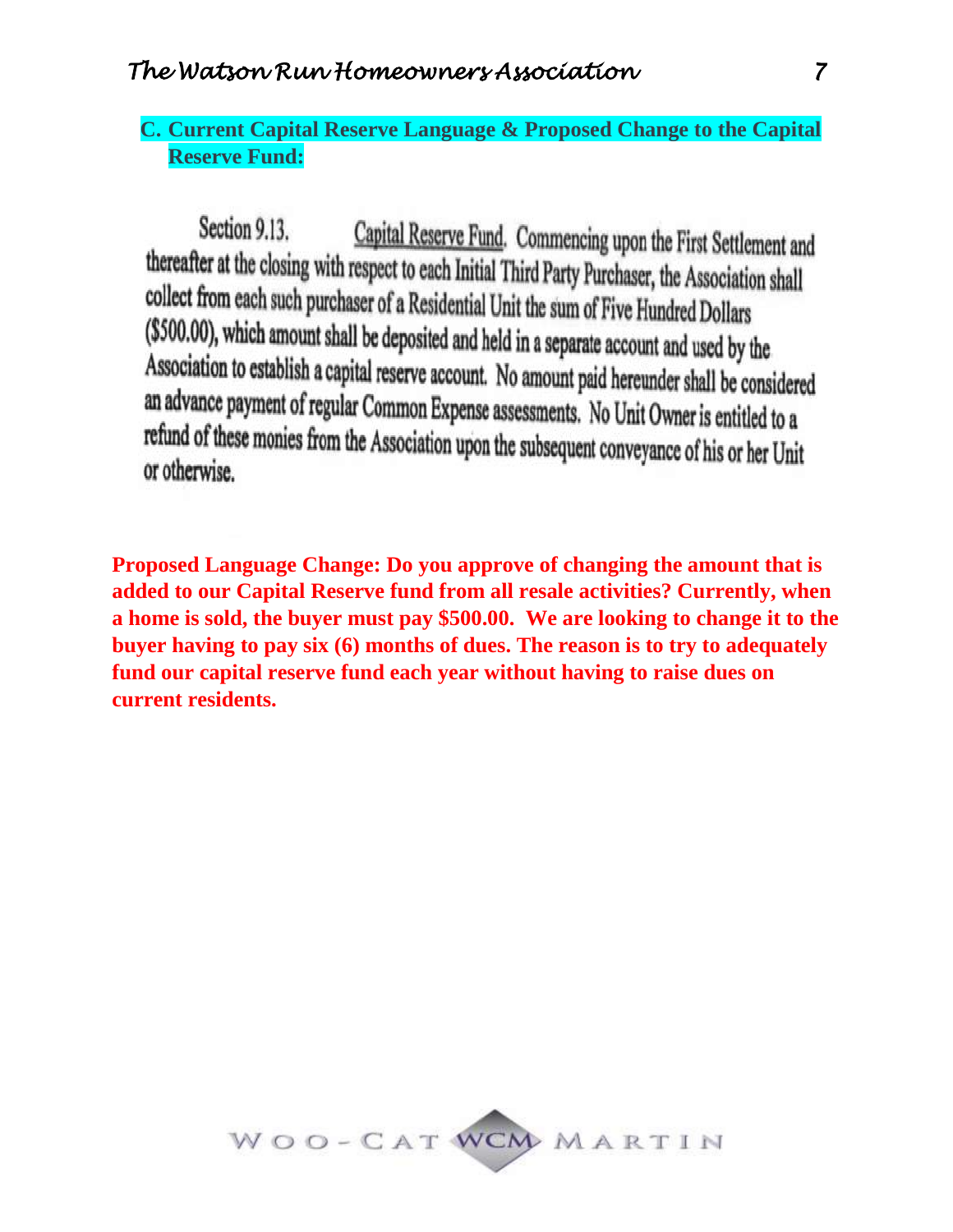## C. Current Capital Reserve Language & Proposed Change to the Capital Reserve Fund:

Section 9.13. Capital Reserve Fund. Commencing upon the First Settlement and thereafter at the closing with respect to each Initial Third Party Purchaser, the Association shall collect from each such purchaser of a Residential Unit the sum of Five Hundred Dollars ($500.00), which amount shall be deposited and held in a separate account and used by the Association to establish a capital reserve account. No amount paid hereunder shall be considered an advance payment of regular Common Expense assessments. No Unit Owner is entitled to a refund of these monies from the Association upon the subsequent conveyance of his or her Unit or otherwise.

**Proposed Language Change: Do you approve of changing the amount that is added to our Capital Reserve fund from all resale activities? Currently, when a home is sold, the buyer must pay $500.00. We are looking to change it to the buyer having to pay six (6) months of dues. The reason is to try to adequately fund our capital reserve fund each year without having to raise dues on current residents.**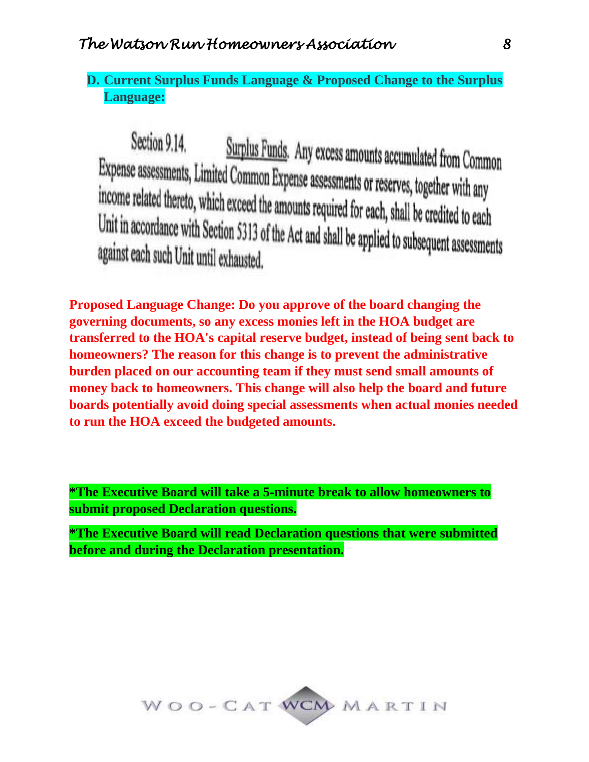**D. Current Surplus Funds Language & Proposed Change to the Surplus Language:**

Section 9.14. Surplus Funds. Any excess amounts accumulated from Common Expense assessments, Limited Common Expense assessments or reserves, together with any income related thereto, which exceed the amounts required for each, shall be credited to each Unit in accordance with Section 5313 of the Act and shall be applied to subsequent assessments against each such Unit until exhausted.

**Proposed Language Change: Do you approve of the board changing the governing documents, so any excess monies left in the HOA budget are transferred to the HOA's capital reserve budget, instead of being sent back to homeowners? The reason for this change is to prevent the administrative burden placed on our accounting team if they must send small amounts of money back to homeowners. This change will also help the board and future boards potentially avoid doing special assessments when actual monies needed to run the HOA exceed the budgeted amounts.**

**\*The Executive Board will take a 5-minute break to allow homeowners to submit proposed Declaration questions.**

**\*The Executive Board will read Declaration questions that were submitted before and during the Declaration presentation.**

WOO-CAT WCM MARTIN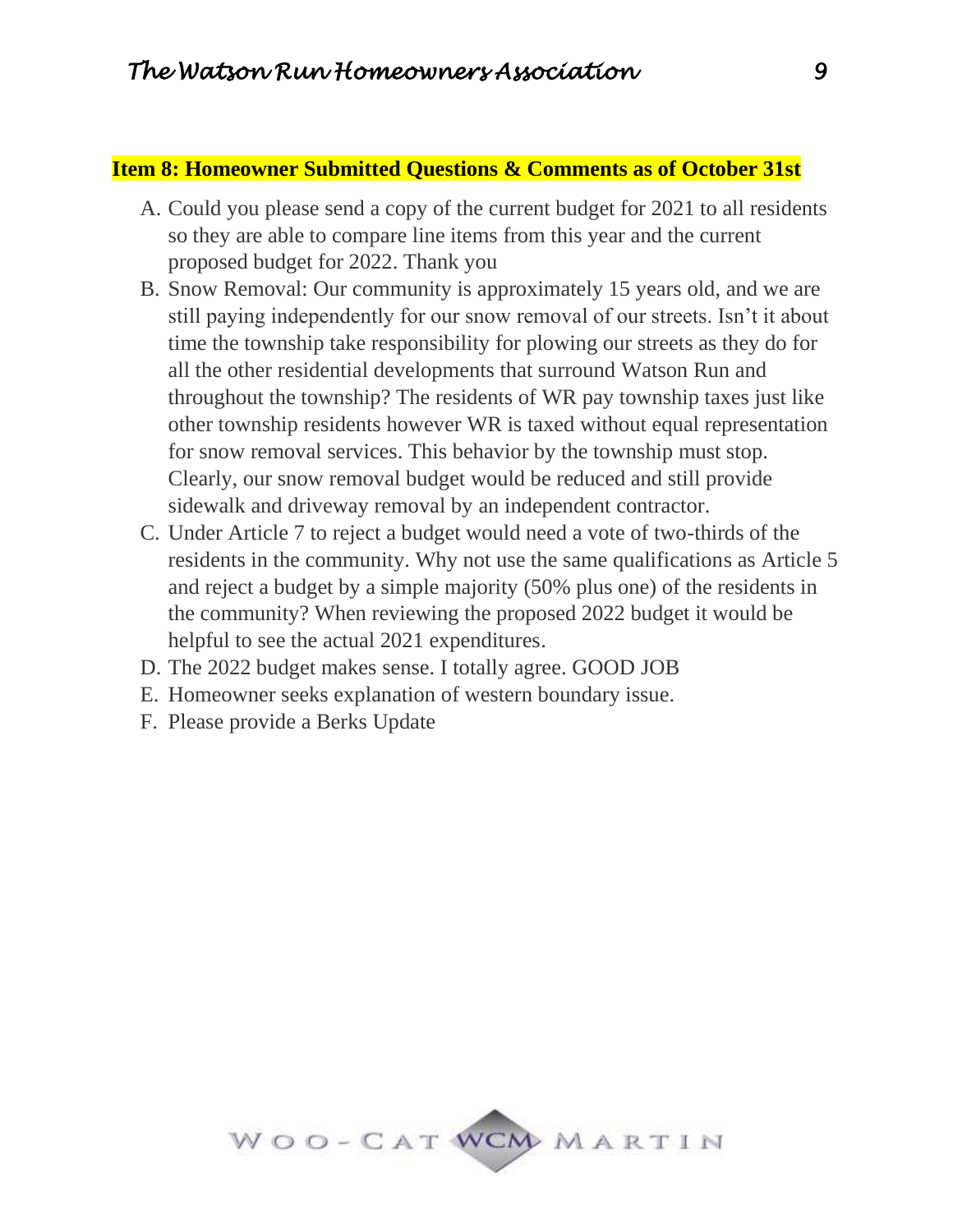**Item 8: Homeowner Submitted Questions & Comments as of October 31st**

A. Could you please send a copy of the current budget for 2021 to all residents so they are able to compare line items from this year and the current proposed budget for 2022. Thank you

B. Snow Removal: Our community is approximately 15 years old, and we are still paying independently for our snow removal of our streets. Isn't it about time the township take responsibility for plowing our streets as they do for all the other residential developments that surround Watson Run and throughout the township? The residents of WR pay township taxes just like other township residents however WR is taxed without equal representation for snow removal services. This behavior by the township must stop. Clearly, our snow removal budget would be reduced and still provide sidewalk and driveway removal by an independent contractor.

C. Under Article 7 to reject a budget would need a vote of two-thirds of the residents in the community. Why not use the same qualifications as Article 5 and reject a budget by a simple majority (50% plus one) of the residents in the community? When reviewing the proposed 2022 budget it would be helpful to see the actual 2021 expenditures.

D. The 2022 budget makes sense. I totally agree. GOOD JOB

E. Homeowner seeks explanation of western boundary issue.

F. Please provide a Berks Update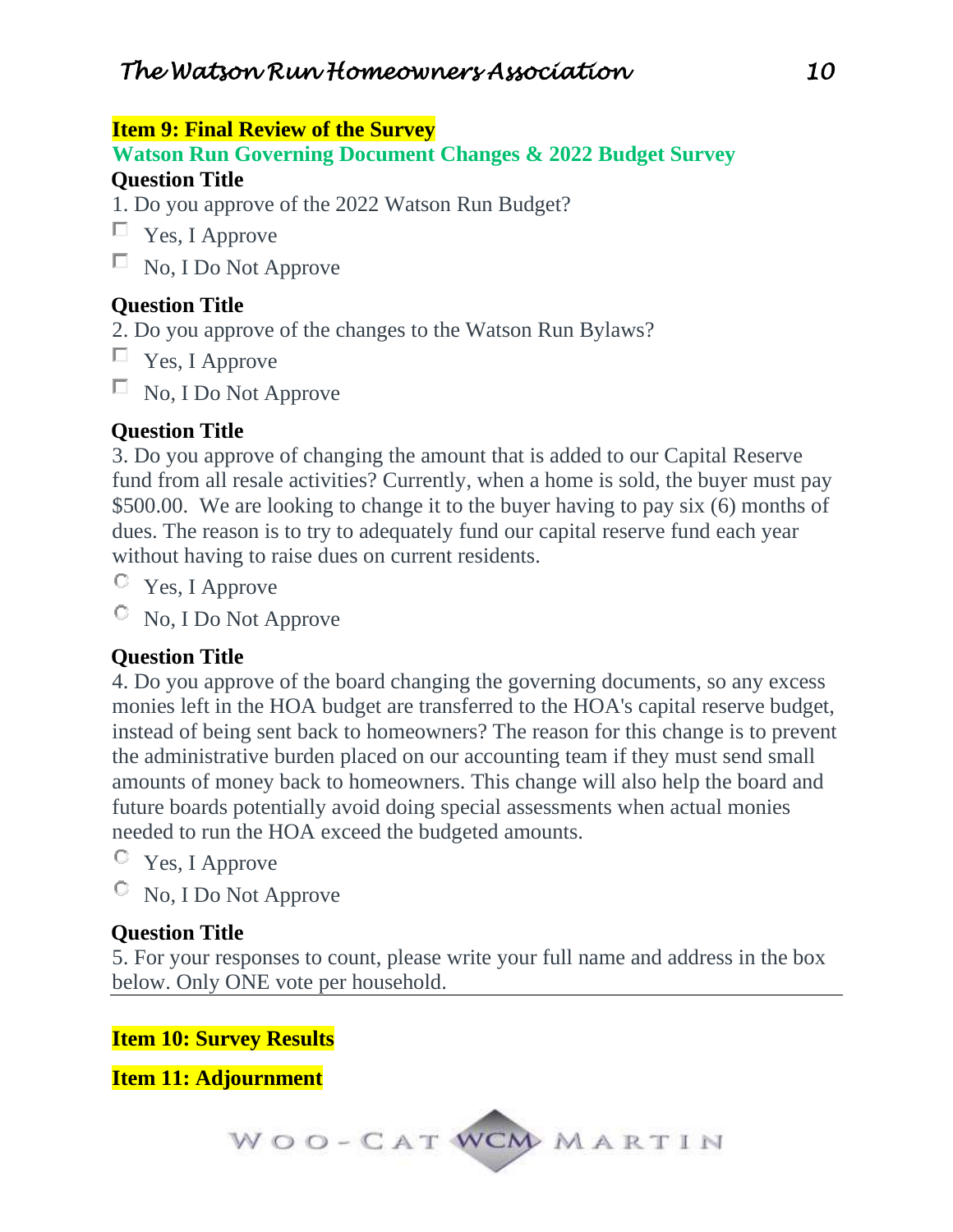**Item 9: Final Review of the Survey**

**Watson Run Governing Document Changes & 2022 Budget Survey**

**Question Title**

1. Do you approve of the 2022 Watson Run Budget?

- ☐ Yes, I Approve
- ☐ No, I Do Not Approve

**Question Title**

2. Do you approve of the changes to the Watson Run Bylaws?

- ☐ Yes, I Approve
- ☐ No, I Do Not Approve

**Question Title**

3. Do you approve of changing the amount that is added to our Capital Reserve fund from all resale activities? Currently, when a home is sold, the buyer must pay $500.00. We are looking to change it to the buyer having to pay six (6) months of dues. The reason is to try to adequately fund our capital reserve fund each year without having to raise dues on current residents.

- ○ Yes, I Approve
- ○ No, I Do Not Approve

**Question Title**

4. Do you approve of the board changing the governing documents, so any excess monies left in the HOA budget are transferred to the HOA's capital reserve budget, instead of being sent back to homeowners? The reason for this change is to prevent the administrative burden placed on our accounting team if they must send small amounts of money back to homeowners. This change will also help the board and future boards potentially avoid doing special assessments when actual monies needed to run the HOA exceed the budgeted amounts.

- ○ Yes, I Approve
- ○ No, I Do Not Approve

**Question Title**

5. For your responses to count, please write your full name and address in the box below. Only ONE vote per household.

---

**Item 10: Survey Results**

**Item 11: Adjournment**